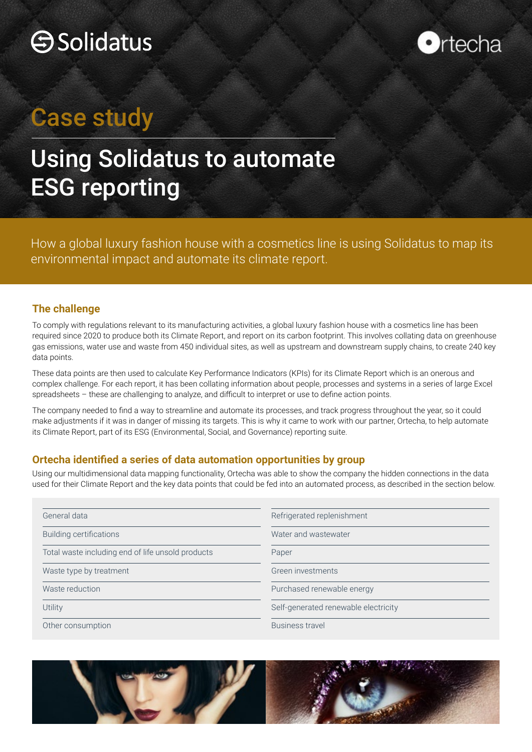Solidatus

Ortecha

# Case study

# Using Solidatus to automate ESG reporting

How a global luxury fashion house with a cosmetics line is using Solidatus to map its environmental impact and automate its climate report.

## The challenge

To comply with regulations relevant to its manufacturing activities, a global luxury fashion house with a cosmetics line has been required since 2020 to produce both its Climate Report, and report on its carbon footprint. This involves collating data on greenhouse gas emissions, water use and waste from 450 individual sites, as well as upstream and downstream supply chains, to create 240 key data points.

These data points are then used to calculate Key Performance Indicators (KPIs) for its Climate Report which is an onerous and complex challenge. For each report, it has been collating information about people, processes and systems in a series of large Excel spreadsheets – these are challenging to analyze, and difficult to interpret or use to define action points.

The company needed to find a way to streamline and automate its processes, and track progress throughout the year, so it could make adjustments if it was in danger of missing its targets. This is why it came to work with our partner, Ortecha, to help automate its Climate Report, part of its ESG (Environmental, Social, and Governance) reporting suite.

## Ortecha identified a series of data automation opportunities by group

Using our multidimensional data mapping functionality, Ortecha was able to show the company the hidden connections in the data used for their Climate Report and the key data points that could be fed into an automated process, as described in the section below.

| | |
|---|---|
| General data | Refrigerated replenishment |
| Building certifications | Water and wastewater |
| Total waste including end of life unsold products | Paper |
| Waste type by treatment | Green investments |
| Waste reduction | Purchased renewable energy |
| Utility | Self-generated renewable electricity |
| Other consumption | Business travel |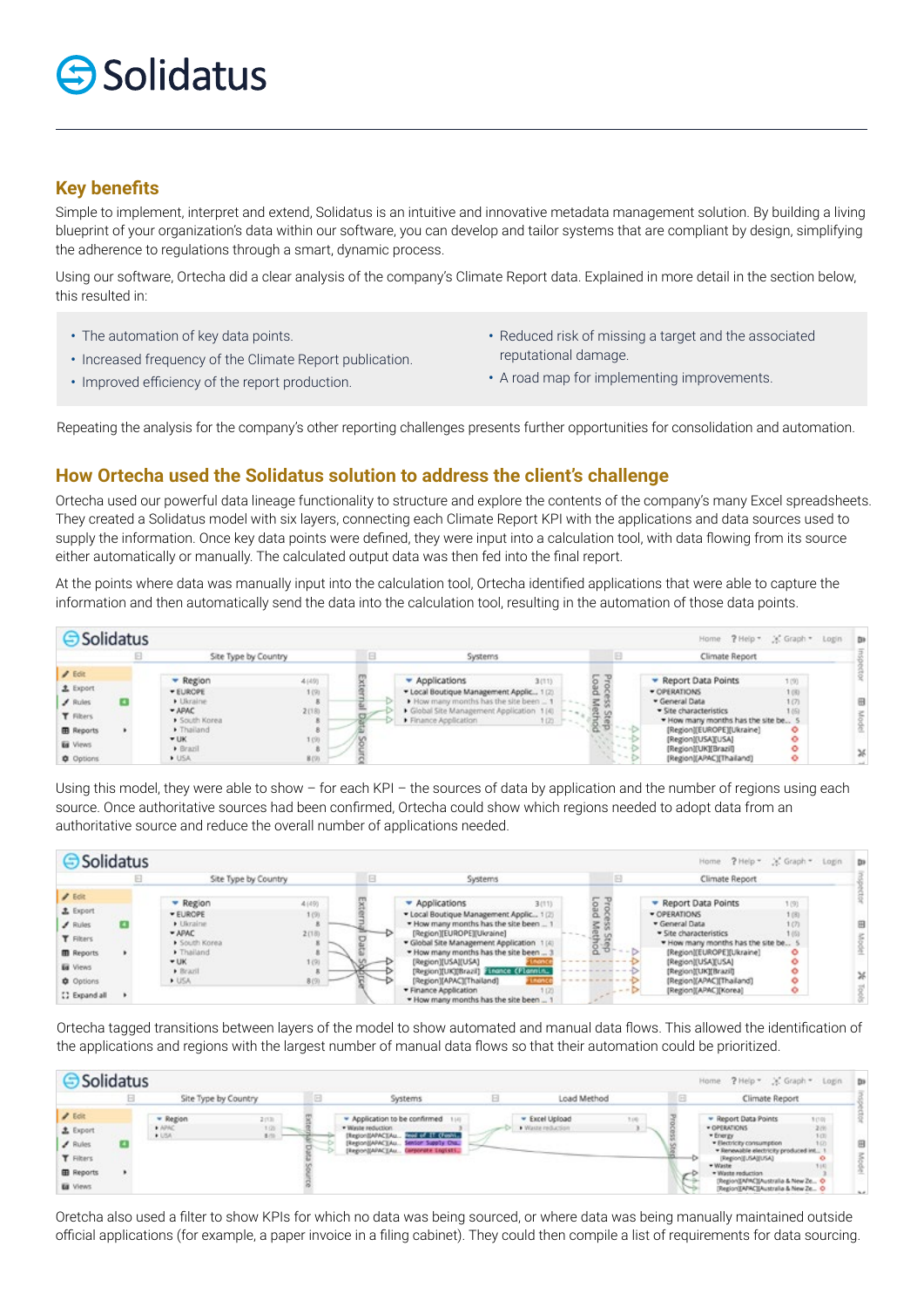## Key benefits

Simple to implement, interpret and extend, Solidatus is an intuitive and innovative metadata management solution. By building a living blueprint of your organization's data within our software, you can develop and tailor systems that are compliant by design, simplifying the adherence to regulations through a smart, dynamic process.

Using our software, Ortecha did a clear analysis of the company's Climate Report data. Explained in more detail in the section below, this resulted in:

- The automation of key data points.
- Increased frequency of the Climate Report publication.
- Improved efficiency of the report production.
- Reduced risk of missing a target and the associated reputational damage.
- A road map for implementing improvements.

Repeating the analysis for the company's other reporting challenges presents further opportunities for consolidation and automation.

## How Ortecha used the Solidatus solution to address the client's challenge

Ortecha used our powerful data lineage functionality to structure and explore the contents of the company's many Excel spreadsheets. They created a Solidatus model with six layers, connecting each Climate Report KPI with the applications and data sources used to supply the information. Once key data points were defined, they were input into a calculation tool, with data flowing from its source either automatically or manually. The calculated output data was then fed into the final report.

At the points where data was manually input into the calculation tool, Ortecha identified applications that were able to capture the information and then automatically send the data into the calculation tool, resulting in the automation of those data points.

Using this model, they were able to show – for each KPI – the sources of data by application and the number of regions using each source. Once authoritative sources had been confirmed, Ortecha could show which regions needed to adopt data from an authoritative source and reduce the overall number of applications needed.

Ortecha tagged transitions between layers of the model to show automated and manual data flows. This allowed the identification of the applications and regions with the largest number of manual data flows so that their automation could be prioritized.

Oretcha also used a filter to show KPIs for which no data was being sourced, or where data was being manually maintained outside official applications (for example, a paper invoice in a filing cabinet). They could then compile a list of requirements for data sourcing.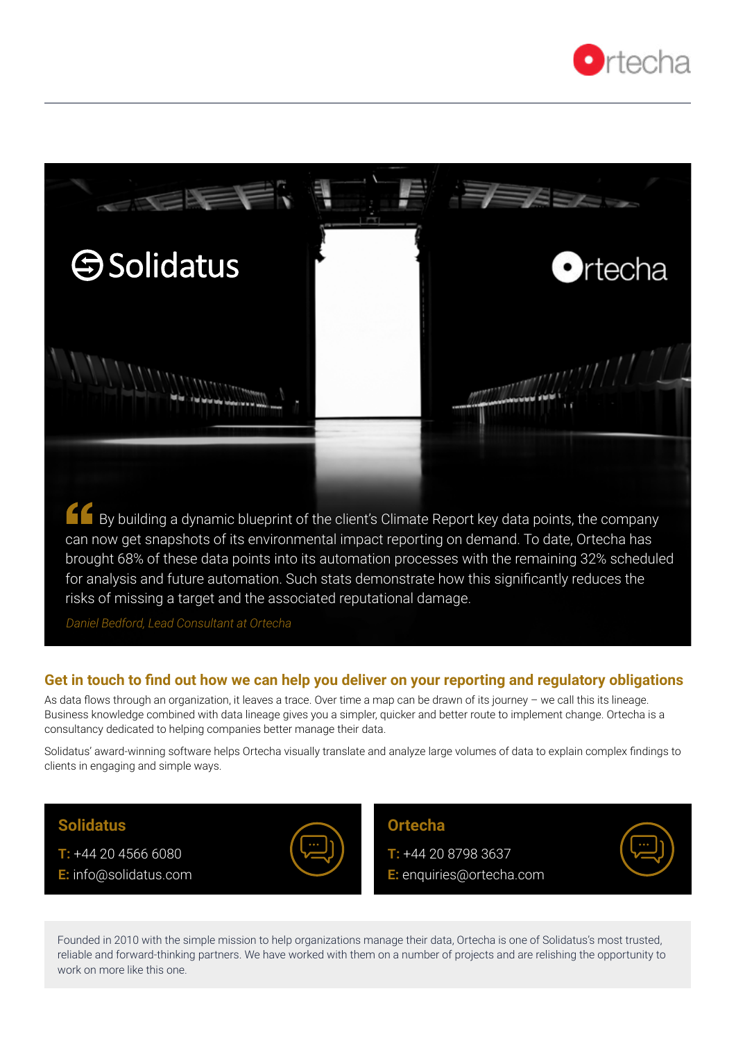> By building a dynamic blueprint of the client's Climate Report key data points, the company can now get snapshots of its environmental impact reporting on demand. To date, Ortecha has brought 68% of these data points into its automation processes with the remaining 32% scheduled for analysis and future automation. Such stats demonstrate how this significantly reduces the risks of missing a target and the associated reputational damage.
>
> *Daniel Bedford, Lead Consultant at Ortecha*

## Get in touch to find out how we can help you deliver on your reporting and regulatory obligations

As data flows through an organization, it leaves a trace. Over time a map can be drawn of its journey – we call this its lineage. Business knowledge combined with data lineage gives you a simpler, quicker and better route to implement change. Ortecha is a consultancy dedicated to helping companies better manage their data.

Solidatus' award-winning software helps Ortecha visually translate and analyze large volumes of data to explain complex findings to clients in engaging and simple ways.

### Solidatus

**T:** +44 20 4566 6080
**E:** info@solidatus.com

### Ortecha

**T:** +44 20 8798 3637
**E:** enquiries@ortecha.com

Founded in 2010 with the simple mission to help organizations manage their data, Ortecha is one of Solidatus's most trusted, reliable and forward-thinking partners. We have worked with them on a number of projects and are relishing the opportunity to work on more like this one.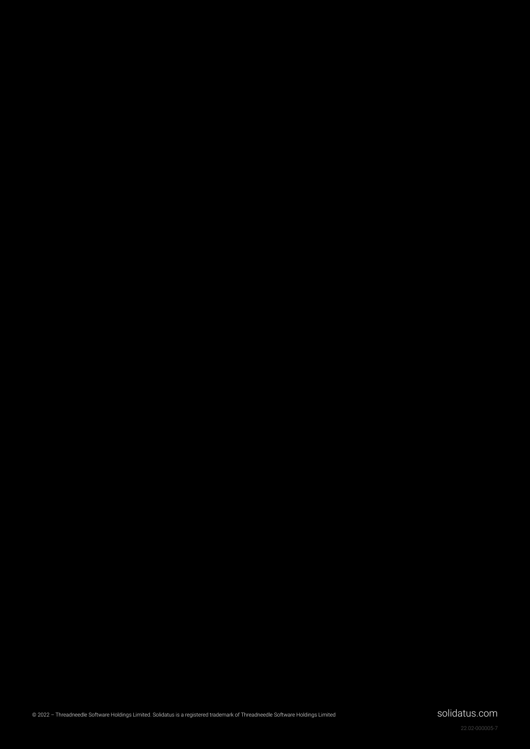© 2022 – Threadneedle Software Holdings Limited. Solidatus is a registered trademark of Threadneedle Software Holdings Limited

solidatus.com

22.02-000005-7